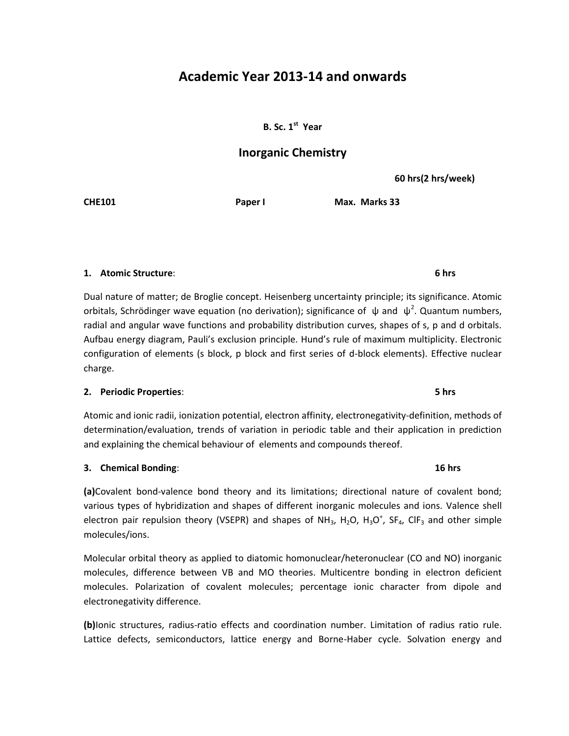# Academic Year 2013-14 and onwards

**B. Sc. 1st Year**

## Inorganic Chemistry

**60 hrs(2 hrs/week)**

**CHE101** **Paper I** **Max. Marks 33**

**1. Atomic Structure**: **6 hrs**

Dual nature of matter; de Broglie concept. Heisenberg uncertainty principle; its significance. Atomic orbitals, Schrödinger wave equation (no derivation); significance of $\psi$ and $\psi^2$. Quantum numbers, radial and angular wave functions and probability distribution curves, shapes of s, p and d orbitals. Aufbau energy diagram, Pauli's exclusion principle. Hund's rule of maximum multiplicity. Electronic configuration of elements (s block, p block and first series of d-block elements). Effective nuclear charge.

**2. Periodic Properties**: **5 hrs**

Atomic and ionic radii, ionization potential, electron affinity, electronegativity-definition, methods of determination/evaluation, trends of variation in periodic table and their application in prediction and explaining the chemical behaviour of elements and compounds thereof.

**3. Chemical Bonding**: **16 hrs**

**(a)**Covalent bond-valence bond theory and its limitations; directional nature of covalent bond; various types of hybridization and shapes of different inorganic molecules and ions. Valence shell electron pair repulsion theory (VSEPR) and shapes of $NH_3$, $H_2O$, $H_3O^+$, $SF_4$, $ClF_3$ and other simple molecules/ions.

Molecular orbital theory as applied to diatomic homonuclear/heteronuclear (CO and NO) inorganic molecules, difference between VB and MO theories. Multicentre bonding in electron deficient molecules. Polarization of covalent molecules; percentage ionic character from dipole and electronegativity difference.

**(b)**Ionic structures, radius-ratio effects and coordination number. Limitation of radius ratio rule. Lattice defects, semiconductors, lattice energy and Borne-Haber cycle. Solvation energy and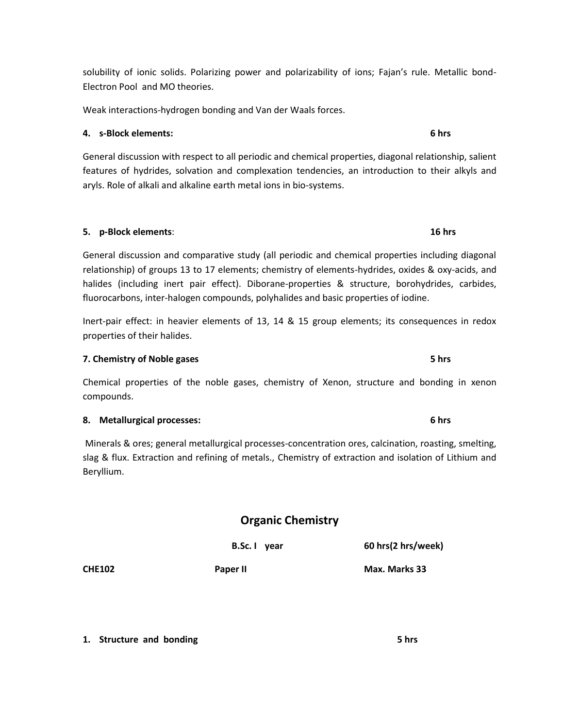solubility of ionic solids. Polarizing power and polarizability of ions; Fajan's rule. Metallic bond-Electron Pool and MO theories.

Weak interactions-hydrogen bonding and Van der Waals forces.

**4. s-Block elements: 6 hrs**

General discussion with respect to all periodic and chemical properties, diagonal relationship, salient features of hydrides, solvation and complexation tendencies, an introduction to their alkyls and aryls. Role of alkali and alkaline earth metal ions in bio-systems.

**5. p-Block elements: 16 hrs**

General discussion and comparative study (all periodic and chemical properties including diagonal relationship) of groups 13 to 17 elements; chemistry of elements-hydrides, oxides & oxy-acids, and halides (including inert pair effect). Diborane-properties & structure, borohydrides, carbides, fluorocarbons, inter-halogen compounds, polyhalides and basic properties of iodine.

Inert-pair effect: in heavier elements of 13, 14 & 15 group elements; its consequences in redox properties of their halides.

**7. Chemistry of Noble gases 5 hrs**

Chemical properties of the noble gases, chemistry of Xenon, structure and bonding in xenon compounds.

**8. Metallurgical processes: 6 hrs**

Minerals & ores; general metallurgical processes-concentration ores, calcination, roasting, smelting, slag & flux. Extraction and refining of metals., Chemistry of extraction and isolation of Lithium and Beryllium.

## Organic Chemistry

| | **B.Sc. I year** | **60 hrs(2 hrs/week)** |
|---|---|---|
| **CHE102** | **Paper II** | **Max. Marks 33** |

**1. Structure and bonding 5 hrs**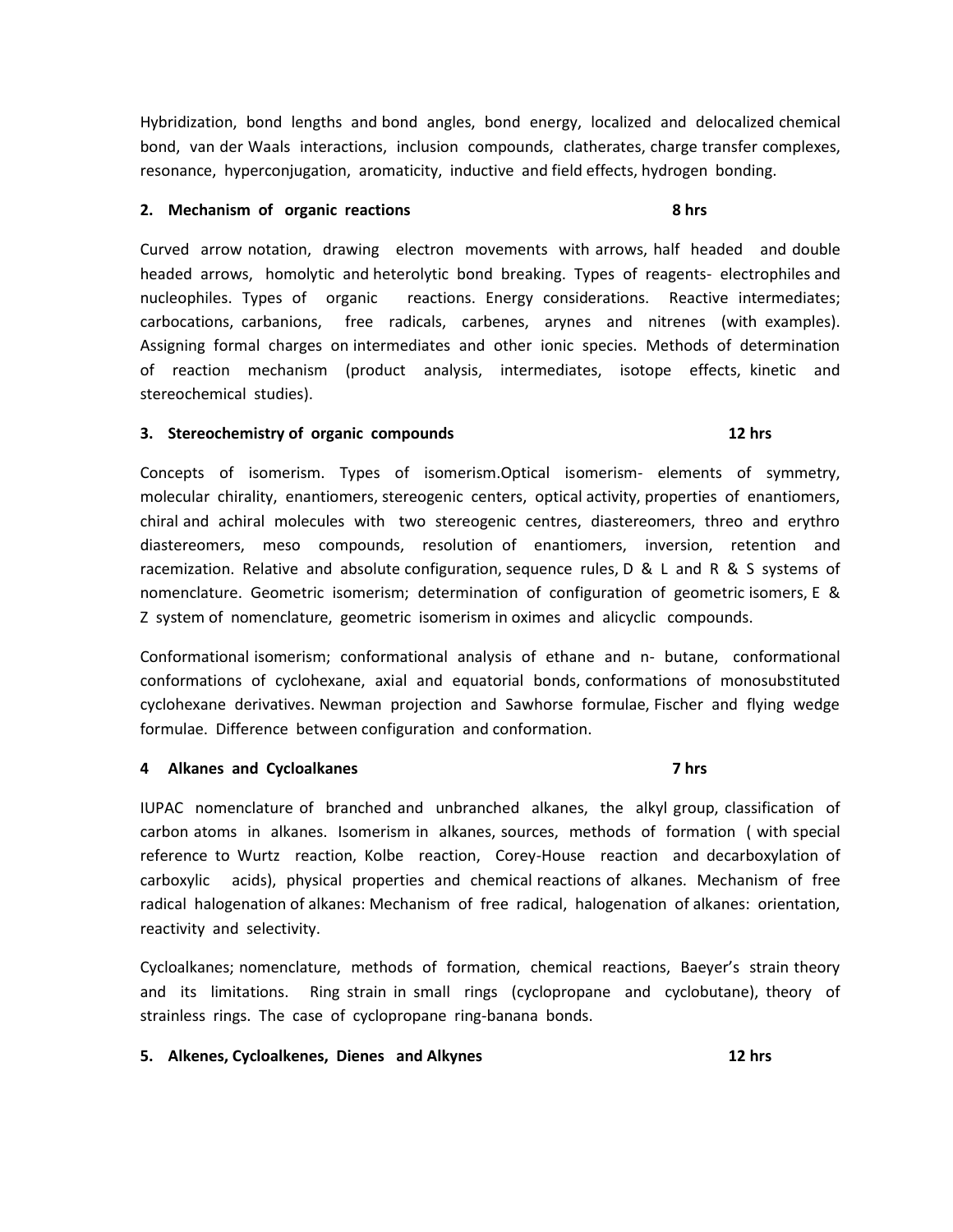Hybridization, bond lengths and bond angles, bond energy, localized and delocalized chemical bond, van der Waals interactions, inclusion compounds, clatherates, charge transfer complexes, resonance, hyperconjugation, aromaticity, inductive and field effects, hydrogen bonding.

**2. Mechanism of organic reactions** **8 hrs**

Curved arrow notation, drawing electron movements with arrows, half headed and double headed arrows, homolytic and heterolytic bond breaking. Types of reagents- electrophiles and nucleophiles. Types of organic reactions. Energy considerations. Reactive intermediates; carbocations, carbanions, free radicals, carbenes, arynes and nitrenes (with examples). Assigning formal charges on intermediates and other ionic species. Methods of determination of reaction mechanism (product analysis, intermediates, isotope effects, kinetic and stereochemical studies).

**3. Stereochemistry of organic compounds** **12 hrs**

Concepts of isomerism. Types of isomerism.Optical isomerism- elements of symmetry, molecular chirality, enantiomers, stereogenic centers, optical activity, properties of enantiomers, chiral and achiral molecules with two stereogenic centres, diastereomers, threo and erythro diastereomers, meso compounds, resolution of enantiomers, inversion, retention and racemization. Relative and absolute configuration, sequence rules, D & L and R & S systems of nomenclature. Geometric isomerism; determination of configuration of geometric isomers, E & Z system of nomenclature, geometric isomerism in oximes and alicyclic compounds.

Conformational isomerism; conformational analysis of ethane and n- butane, conformational conformations of cyclohexane, axial and equatorial bonds, conformations of monosubstituted cyclohexane derivatives. Newman projection and Sawhorse formulae, Fischer and flying wedge formulae. Difference between configuration and conformation.

**4 Alkanes and Cycloalkanes** **7 hrs**

IUPAC nomenclature of branched and unbranched alkanes, the alkyl group, classification of carbon atoms in alkanes. Isomerism in alkanes, sources, methods of formation ( with special reference to Wurtz reaction, Kolbe reaction, Corey-House reaction and decarboxylation of carboxylic acids), physical properties and chemical reactions of alkanes. Mechanism of free radical halogenation of alkanes: Mechanism of free radical, halogenation of alkanes: orientation, reactivity and selectivity.

Cycloalkanes; nomenclature, methods of formation, chemical reactions, Baeyer's strain theory and its limitations. Ring strain in small rings (cyclopropane and cyclobutane), theory of strainless rings. The case of cyclopropane ring-banana bonds.

**5. Alkenes, Cycloalkenes, Dienes and Alkynes** **12 hrs**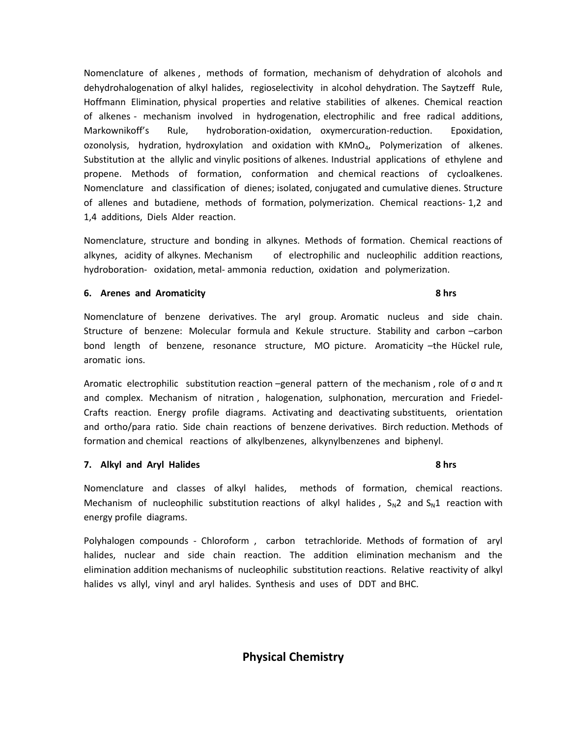Nomenclature of alkenes , methods of formation, mechanism of dehydration of alcohols and dehydrohalogenation of alkyl halides, regioselectivity in alcohol dehydration. The Saytzeff Rule, Hoffmann Elimination, physical properties and relative stabilities of alkenes. Chemical reaction of alkenes - mechanism involved in hydrogenation, electrophilic and free radical additions, Markownikoff's Rule, hydroboration-oxidation, oxymercuration-reduction. Epoxidation, ozonolysis, hydration, hydroxylation and oxidation with $KMnO_4$, Polymerization of alkenes. Substitution at the allylic and vinylic positions of alkenes. Industrial applications of ethylene and propene. Methods of formation, conformation and chemical reactions of cycloalkenes. Nomenclature and classification of dienes; isolated, conjugated and cumulative dienes. Structure of allenes and butadiene, methods of formation, polymerization. Chemical reactions- 1,2 and 1,4 additions, Diels Alder reaction.

Nomenclature, structure and bonding in alkynes. Methods of formation. Chemical reactions of alkynes, acidity of alkynes. Mechanism of electrophilic and nucleophilic addition reactions, hydroboration- oxidation, metal- ammonia reduction, oxidation and polymerization.

**6. Arenes and Aromaticity** **8 hrs**

Nomenclature of benzene derivatives. The aryl group. Aromatic nucleus and side chain. Structure of benzene: Molecular formula and Kekule structure. Stability and carbon –carbon bond length of benzene, resonance structure, MO picture. Aromaticity –the Hückel rule, aromatic ions.

Aromatic electrophilic substitution reaction –general pattern of the mechanism , role of σ and π and complex. Mechanism of nitration , halogenation, sulphonation, mercuration and Friedel-Crafts reaction. Energy profile diagrams. Activating and deactivating substituents, orientation and ortho/para ratio. Side chain reactions of benzene derivatives. Birch reduction. Methods of formation and chemical reactions of alkylbenzenes, alkynylbenzenes and biphenyl.

**7. Alkyl and Aryl Halides** **8 hrs**

Nomenclature and classes of alkyl halides, methods of formation, chemical reactions. Mechanism of nucleophilic substitution reactions of alkyl halides , $S_N2$ and $S_N1$ reaction with energy profile diagrams.

Polyhalogen compounds - Chloroform , carbon tetrachloride. Methods of formation of aryl halides, nuclear and side chain reaction. The addition elimination mechanism and the elimination addition mechanisms of nucleophilic substitution reactions. Relative reactivity of alkyl halides vs allyl, vinyl and aryl halides. Synthesis and uses of DDT and BHC.

## Physical Chemistry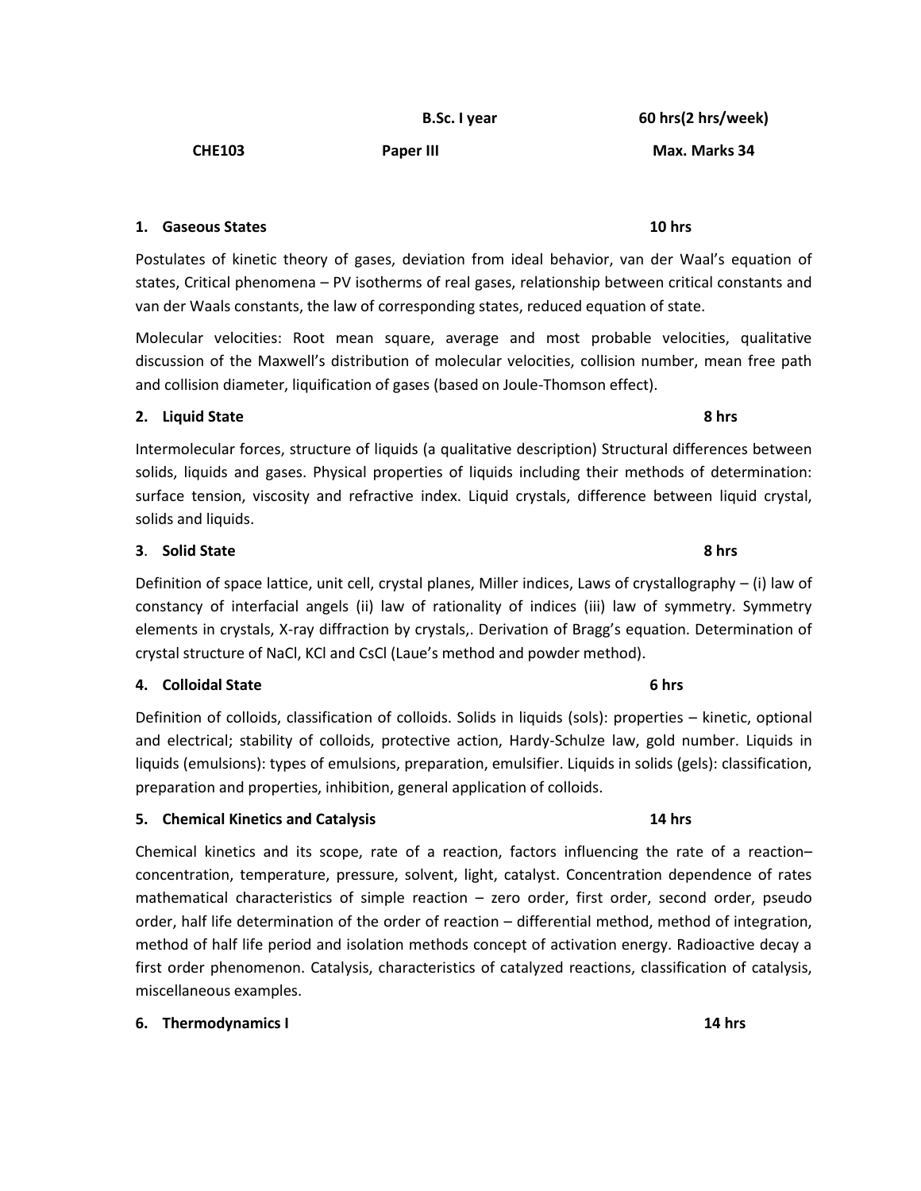**B.Sc. I year** **60 hrs(2 hrs/week)**

**CHE103** **Paper III** **Max. Marks 34**

### 1. Gaseous States — 10 hrs

Postulates of kinetic theory of gases, deviation from ideal behavior, van der Waal's equation of states, Critical phenomena – PV isotherms of real gases, relationship between critical constants and van der Waals constants, the law of corresponding states, reduced equation of state.

Molecular velocities: Root mean square, average and most probable velocities, qualitative discussion of the Maxwell's distribution of molecular velocities, collision number, mean free path and collision diameter, liquification of gases (based on Joule-Thomson effect).

### 2. Liquid State — 8 hrs

Intermolecular forces, structure of liquids (a qualitative description) Structural differences between solids, liquids and gases. Physical properties of liquids including their methods of determination: surface tension, viscosity and refractive index. Liquid crystals, difference between liquid crystal, solids and liquids.

### 3. Solid State — 8 hrs

Definition of space lattice, unit cell, crystal planes, Miller indices, Laws of crystallography – (i) law of constancy of interfacial angels (ii) law of rationality of indices (iii) law of symmetry. Symmetry elements in crystals, X-ray diffraction by crystals,. Derivation of Bragg's equation. Determination of crystal structure of NaCl, KCl and CsCl (Laue's method and powder method).

### 4. Colloidal State — 6 hrs

Definition of colloids, classification of colloids. Solids in liquids (sols): properties – kinetic, optional and electrical; stability of colloids, protective action, Hardy-Schulze law, gold number. Liquids in liquids (emulsions): types of emulsions, preparation, emulsifier. Liquids in solids (gels): classification, preparation and properties, inhibition, general application of colloids.

### 5. Chemical Kinetics and Catalysis — 14 hrs

Chemical kinetics and its scope, rate of a reaction, factors influencing the rate of a reaction– concentration, temperature, pressure, solvent, light, catalyst. Concentration dependence of rates mathematical characteristics of simple reaction – zero order, first order, second order, pseudo order, half life determination of the order of reaction – differential method, method of integration, method of half life period and isolation methods concept of activation energy. Radioactive decay a first order phenomenon. Catalysis, characteristics of catalyzed reactions, classification of catalysis, miscellaneous examples.

### 6. Thermodynamics I — 14 hrs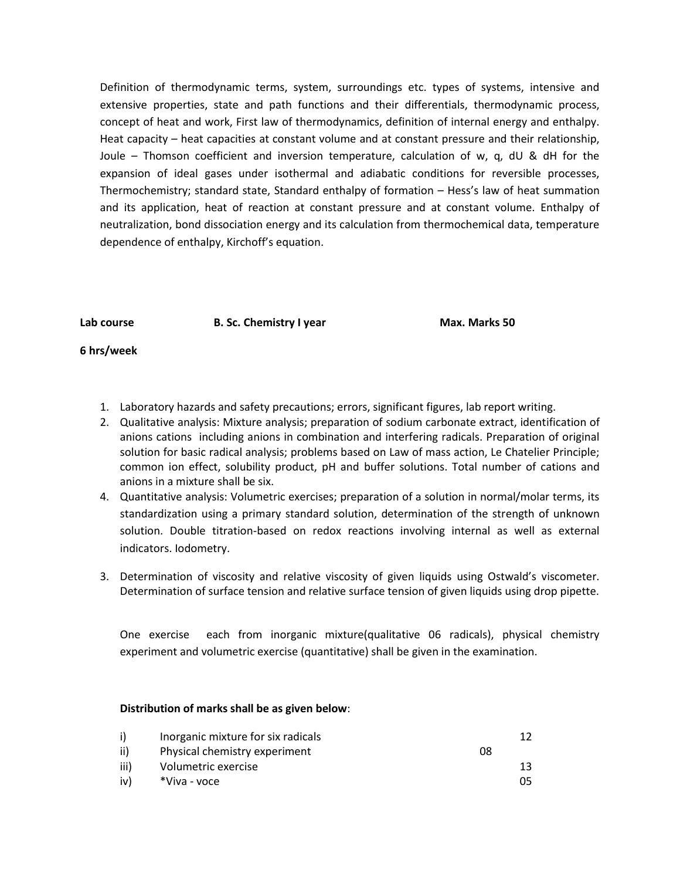Definition of thermodynamic terms, system, surroundings etc. types of systems, intensive and extensive properties, state and path functions and their differentials, thermodynamic process, concept of heat and work, First law of thermodynamics, definition of internal energy and enthalpy. Heat capacity – heat capacities at constant volume and at constant pressure and their relationship, Joule – Thomson coefficient and inversion temperature, calculation of w, q, dU & dH for the expansion of ideal gases under isothermal and adiabatic conditions for reversible processes, Thermochemistry; standard state, Standard enthalpy of formation – Hess's law of heat summation and its application, heat of reaction at constant pressure and at constant volume. Enthalpy of neutralization, bond dissociation energy and its calculation from thermochemical data, temperature dependence of enthalpy, Kirchoff's equation.

**Lab course** **B. Sc. Chemistry I year** **Max. Marks 50**

**6 hrs/week**

1. Laboratory hazards and safety precautions; errors, significant figures, lab report writing.
2. Qualitative analysis: Mixture analysis; preparation of sodium carbonate extract, identification of anions cations including anions in combination and interfering radicals. Preparation of original solution for basic radical analysis; problems based on Law of mass action, Le Chatelier Principle; common ion effect, solubility product, pH and buffer solutions. Total number of cations and anions in a mixture shall be six.
4. Quantitative analysis: Volumetric exercises; preparation of a solution in normal/molar terms, its standardization using a primary standard solution, determination of the strength of unknown solution. Double titration-based on redox reactions involving internal as well as external indicators. Iodometry.
3. Determination of viscosity and relative viscosity of given liquids using Ostwald's viscometer. Determination of surface tension and relative surface tension of given liquids using drop pipette.

One exercise each from inorganic mixture(qualitative 06 radicals), physical chemistry experiment and volumetric exercise (quantitative) shall be given in the examination.

**Distribution of marks shall be as given below**:

| | | |
|---|---|---|
| i) | Inorganic mixture for six radicals | 12 |
| ii) | Physical chemistry experiment | 08 |
| iii) | Volumetric exercise | 13 |
| iv) | *Viva - voce | 05 |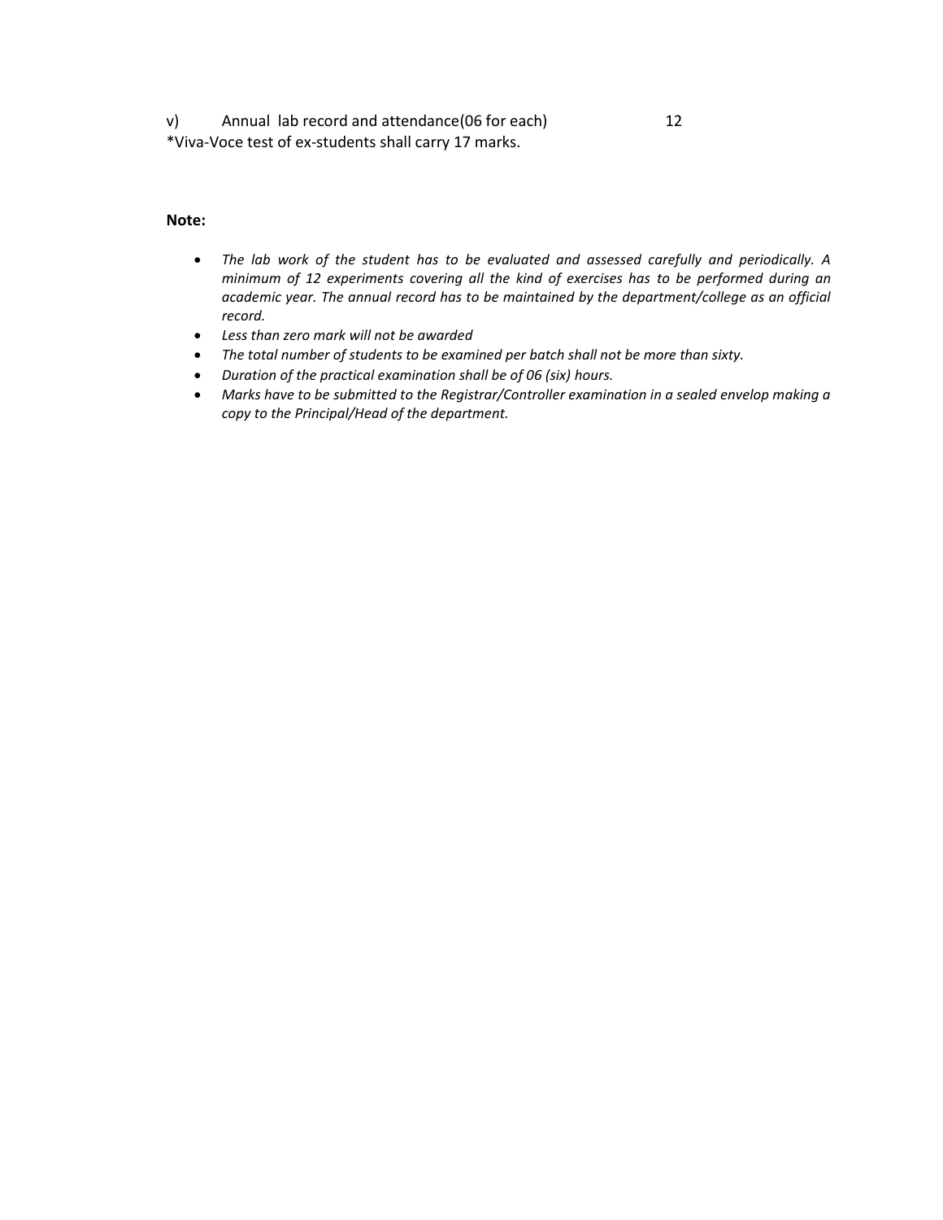v) Annual lab record and attendance(06 for each) 12

*Viva-Voce test of ex-students shall carry 17 marks.

**Note:**

- *The lab work of the student has to be evaluated and assessed carefully and periodically. A minimum of 12 experiments covering all the kind of exercises has to be performed during an academic year. The annual record has to be maintained by the department/college as an official record.*
- *Less than zero mark will not be awarded*
- *The total number of students to be examined per batch shall not be more than sixty.*
- *Duration of the practical examination shall be of 06 (six) hours.*
- *Marks have to be submitted to the Registrar/Controller examination in a sealed envelop making a copy to the Principal/Head of the department.*